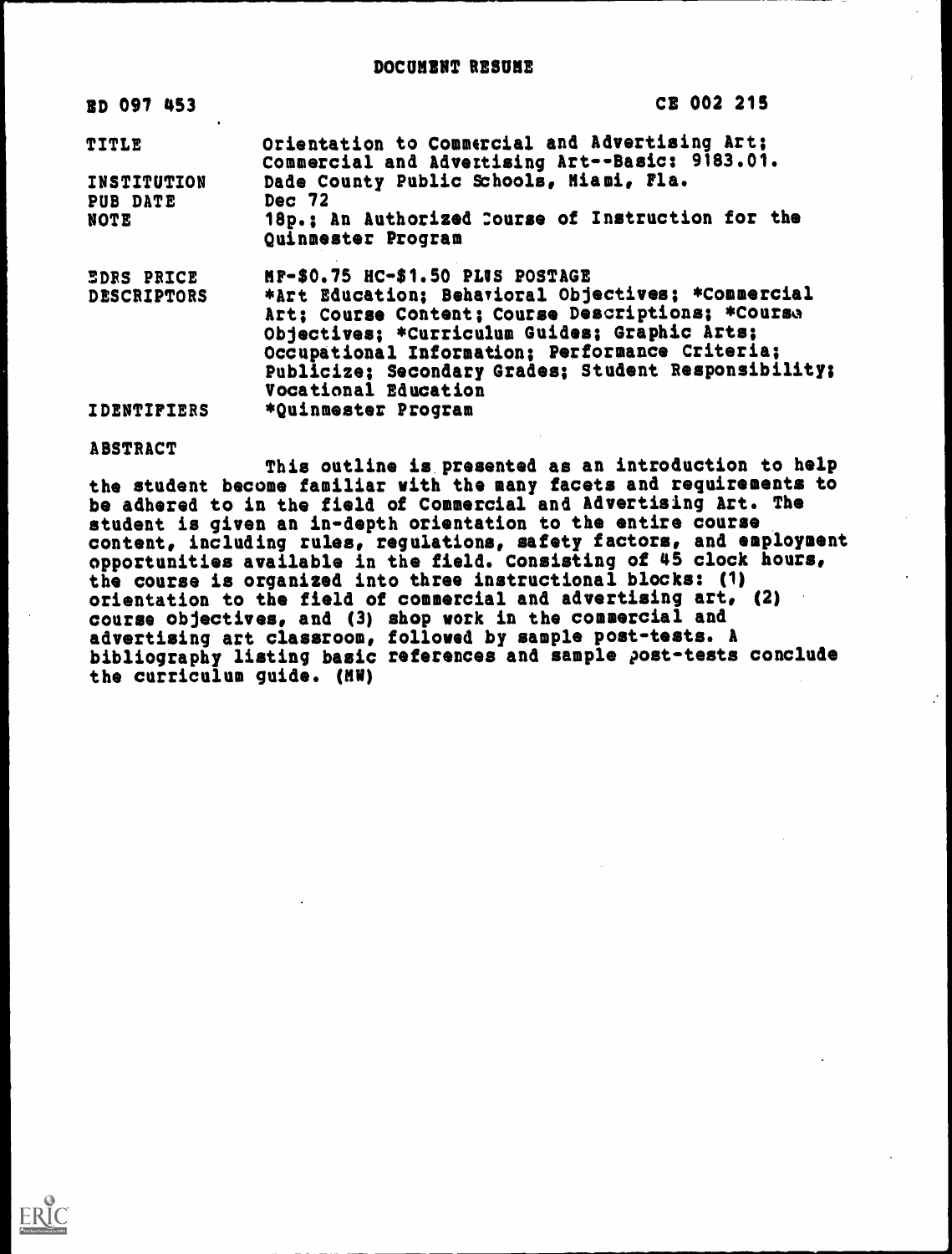# DOCUMENT RESUME

| | |
|---|---|
| ED 097 453 | CE 002 215 |
| TITLE | Orientation to Commercial and Advertising Art; Commercial and Advertising Art--Basic: 9183.01. |
| INSTITUTION | Dade County Public Schools, Miami, Fla. |
| PUB DATE | Dec 72 |
| NOTE | 18p.; An Authorized Course of Instruction for the Quinmester Program |
| EDRS PRICE | MF-$0.75 HC-$1.50 PLUS POSTAGE |
| DESCRIPTORS | *Art Education; Behavioral Objectives; *Commercial Art; Course Content; Course Descriptions; *Course Objectives; *Curriculum Guides; Graphic Arts; Occupational Information; Performance Criteria; Publicize; Secondary Grades; Student Responsibility; Vocational Education |
| IDENTIFIERS | *Quinmester Program |

ABSTRACT

This outline is presented as an introduction to help the student become familiar with the many facets and requirements to be adhered to in the field of Commercial and Advertising Art. The student is given an in-depth orientation to the entire course content, including rules, regulations, safety factors, and employment opportunities available in the field. Consisting of 45 clock hours, the course is organized into three instructional blocks: (1) orientation to the field of commercial and advertising art, (2) course objectives, and (3) shop work in the commercial and advertising art classroom, followed by sample post-tests. A bibliography listing basic references and sample post-tests conclude the curriculum guide. (MW)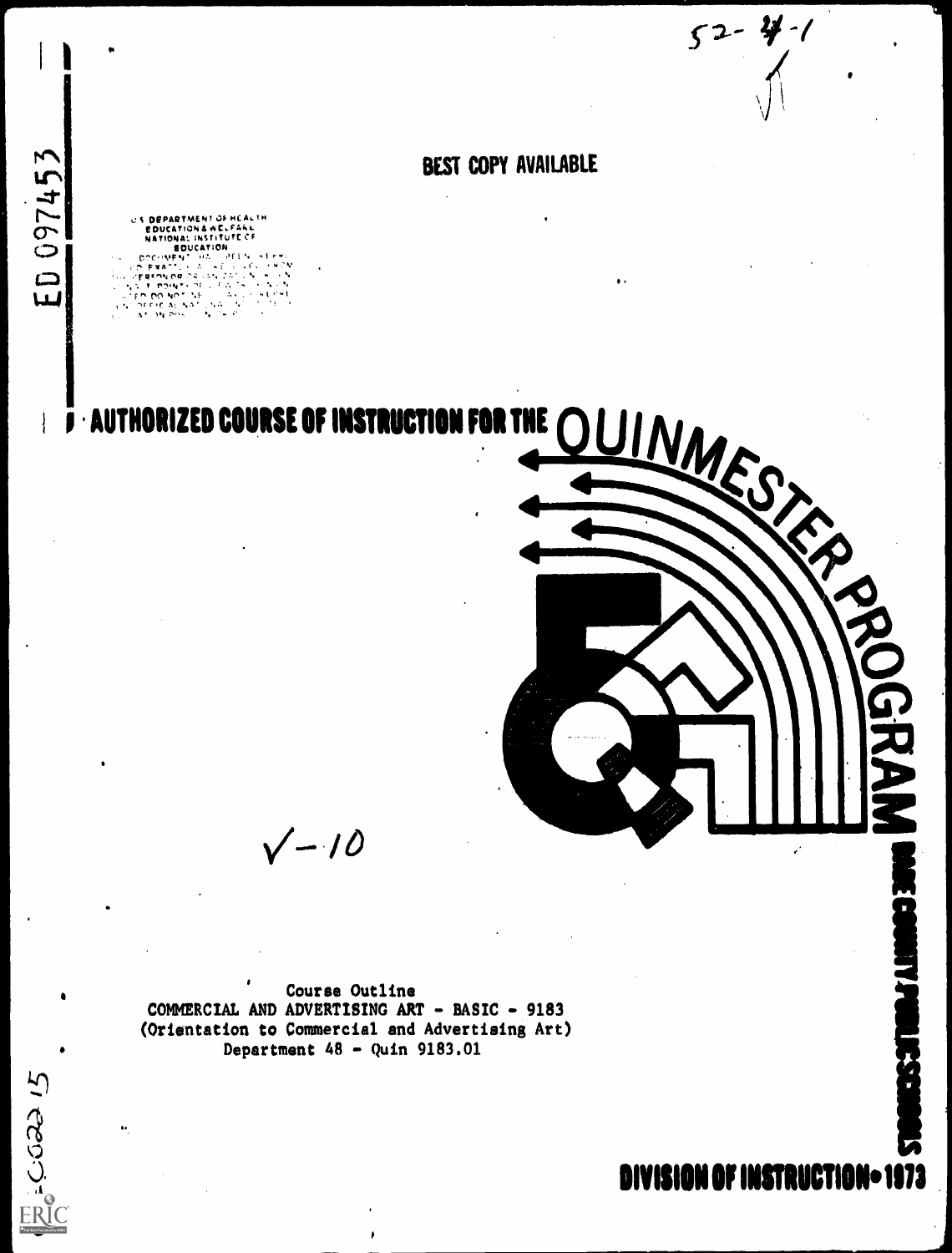ED 097453

BEST COPY AVAILABLE

U.S. DEPARTMENT OF HEALTH
EDUCATION & WELFARE
NATIONAL INSTITUTE OF
EDUCATION

# AUTHORIZED COURSE OF INSTRUCTION FOR THE QUINMESTER PROGRAM

Course Outline
COMMERCIAL AND ADVERTISING ART - BASIC - 9183
(Orientation to Commercial and Advertising Art)
Department 48 - Quin 9183.01

DADE COUNTY PUBLIC SCHOOLS

DIVISION OF INSTRUCTION • 1973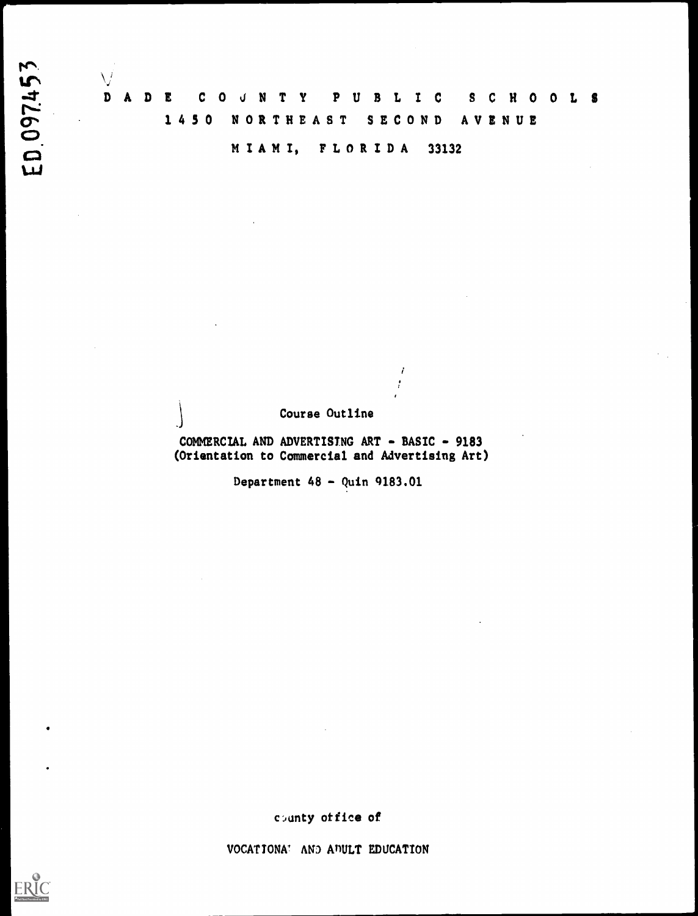ED 097453

# DADE COUNTY PUBLIC SCHOOLS

1450 NORTHEAST SECOND AVENUE

MIAMI, FLORIDA 33132

Course Outline

COMMERCIAL AND ADVERTISING ART - BASIC - 9183
(Orientation to Commercial and Advertising Art)

Department 48 - Quin 9183.01

county office of

VOCATIONAL AND ADULT EDUCATION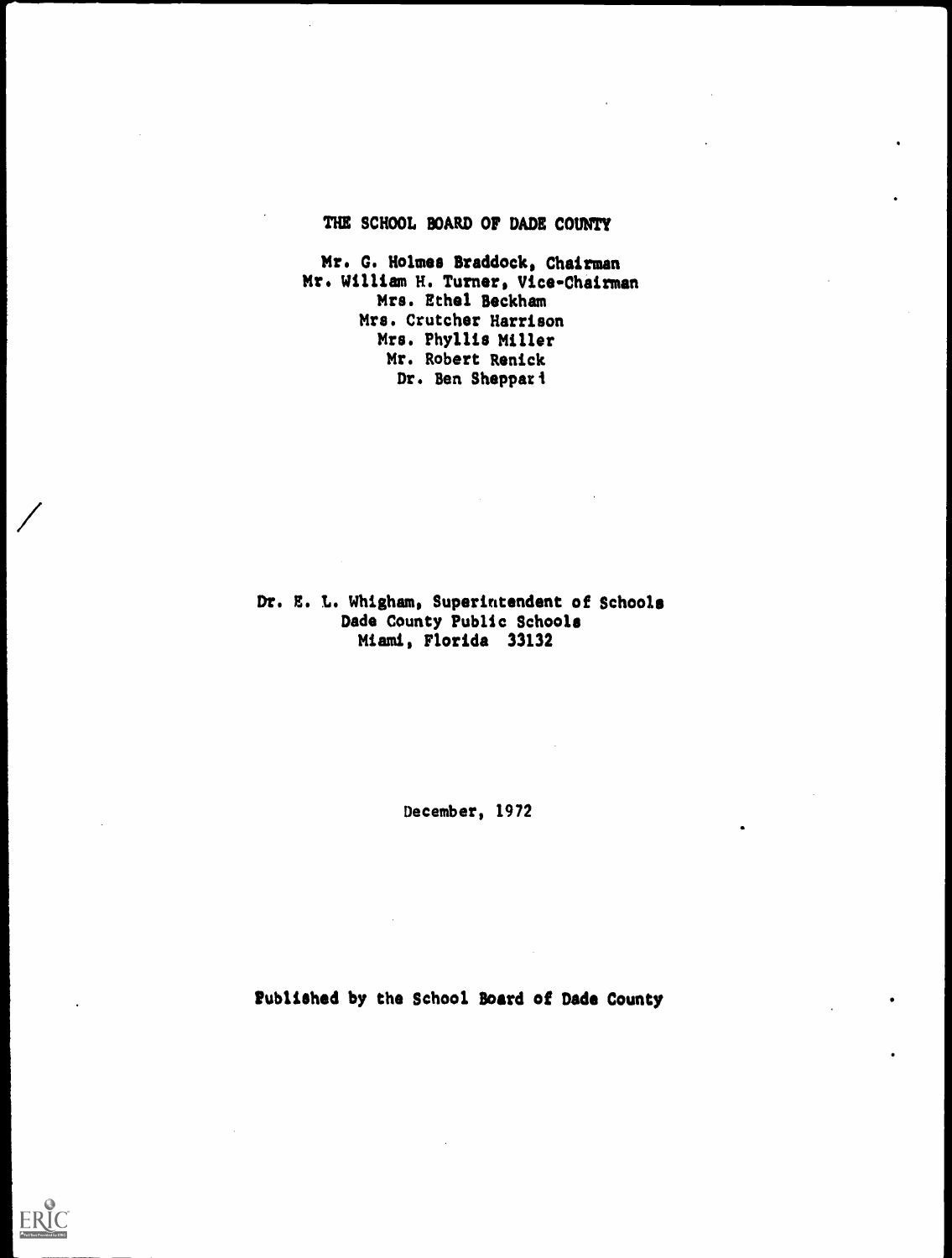THE SCHOOL BOARD OF DADE COUNTY

Mr. G. Holmes Braddock, Chairman
Mr. William H. Turner, Vice-Chairman
Mrs. Ethel Beckham
Mrs. Crutcher Harrison
Mrs. Phyllis Miller
Mr. Robert Renick
Dr. Ben Sheppard

Dr. E. L. Whigham, Superintendent of Schools
Dade County Public Schools
Miami, Florida 33132

December, 1972

Published by the School Board of Dade County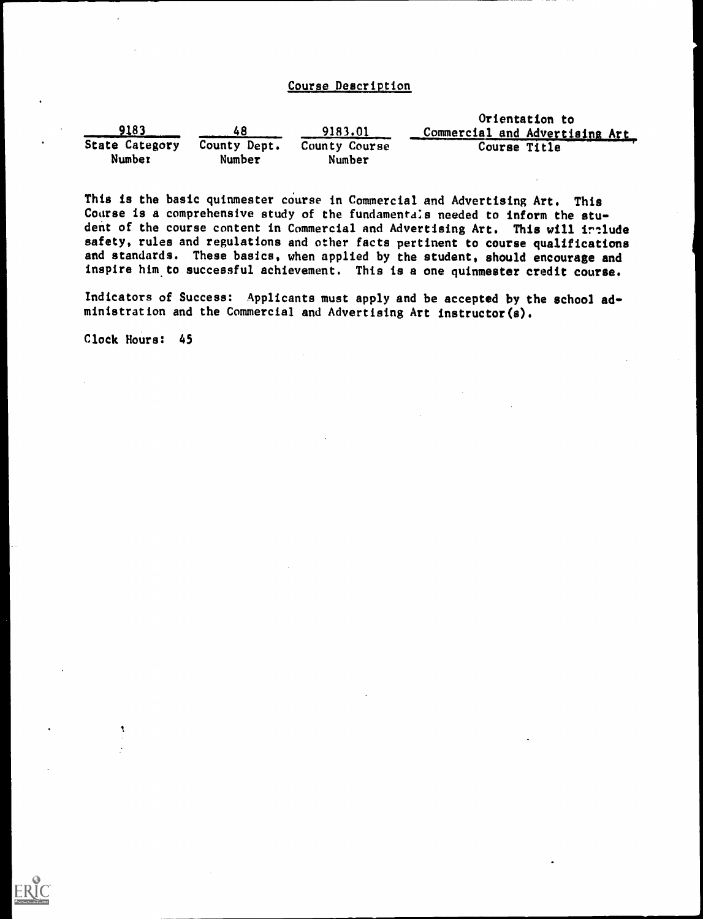## Course Description

| 9183 | 48 | 9183.01 | Orientation to Commercial and Advertising Art |
|---|---|---|---|
| State Category Number | County Dept. Number | County Course Number | Course Title |

This is the basic quinmester course in Commercial and Advertising Art. This Course is a comprehensive study of the fundamentals needed to inform the student of the course content in Commercial and Advertising Art. This will include safety, rules and regulations and other facts pertinent to course qualifications and standards. These basics, when applied by the student, should encourage and inspire him to successful achievement. This is a one quinmester credit course.

Indicators of Success: Applicants must apply and be accepted by the school administration and the Commercial and Advertising Art instructor(s).

Clock Hours: 45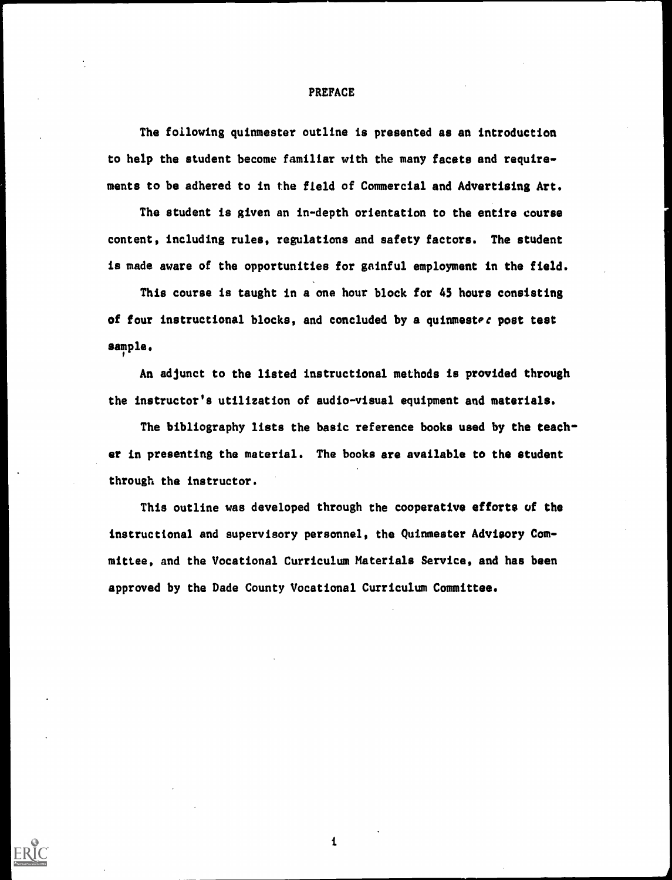# PREFACE

The following quinmester outline is presented as an introduction to help the student become familiar with the many facets and requirements to be adhered to in the field of Commercial and Advertising Art.

The student is given an in-depth orientation to the entire course content, including rules, regulations and safety factors. The student is made aware of the opportunities for gainful employment in the field.

This course is taught in a one hour block for 45 hours consisting of four instructional blocks, and concluded by a quinmester post test sample.

An adjunct to the listed instructional methods is provided through the instructor's utilization of audio-visual equipment and materials.

The bibliography lists the basic reference books used by the teacher in presenting the material. The books are available to the student through the instructor.

This outline was developed through the cooperative efforts of the instructional and supervisory personnel, the Quinmester Advisory Committee, and the Vocational Curriculum Materials Service, and has been approved by the Dade County Vocational Curriculum Committee.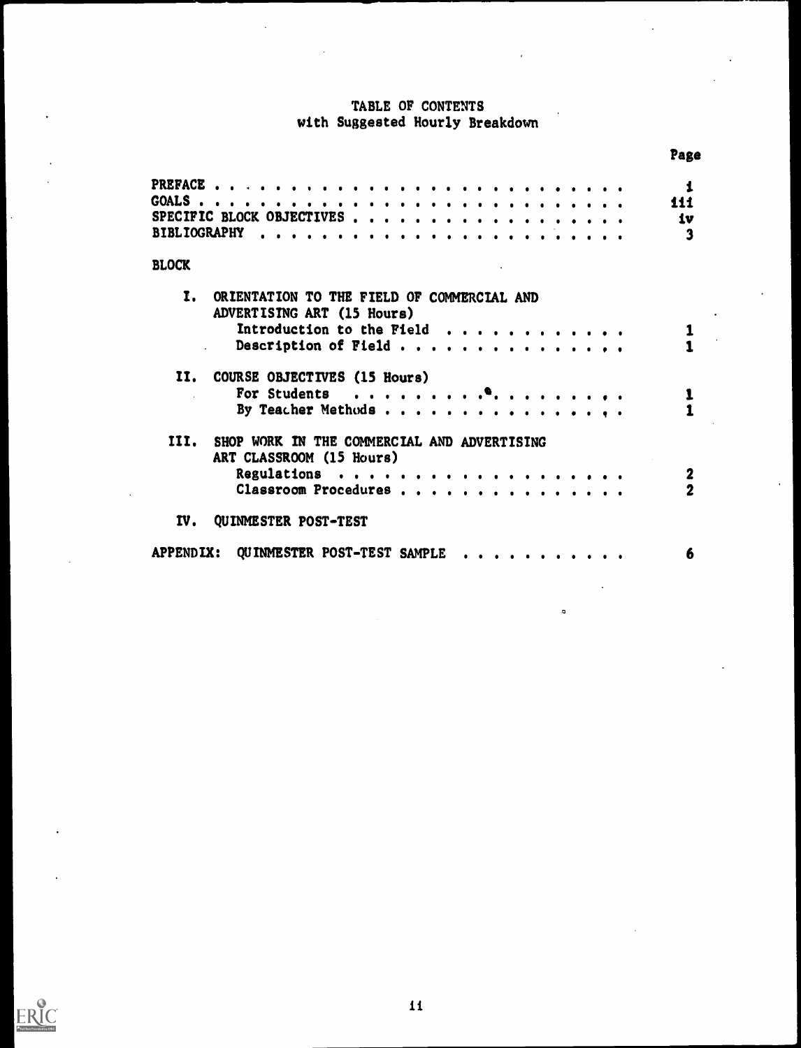# TABLE OF CONTENTS
## with Suggested Hourly Breakdown

| | Page |
|---|---|
| PREFACE | i |
| GOALS | iii |
| SPECIFIC BLOCK OBJECTIVES | iv |
| BIBLIOGRAPHY | 3 |

**BLOCK**

| | Page |
|---|---|
| I. ORIENTATION TO THE FIELD OF COMMERCIAL AND ADVERTISING ART (15 Hours) | |
| Introduction to the Field | 1 |
| Description of Field | 1 |
| II. COURSE OBJECTIVES (15 Hours) | |
| For Students | 1 |
| By Teacher Methods | 1 |
| III. SHOP WORK IN THE COMMERCIAL AND ADVERTISING ART CLASSROOM (15 Hours) | |
| Regulations | 2 |
| Classroom Procedures | 2 |
| IV. QUINMESTER POST-TEST | |

| | Page |
|---|---|
| APPENDIX: QUINMESTER POST-TEST SAMPLE | 6 |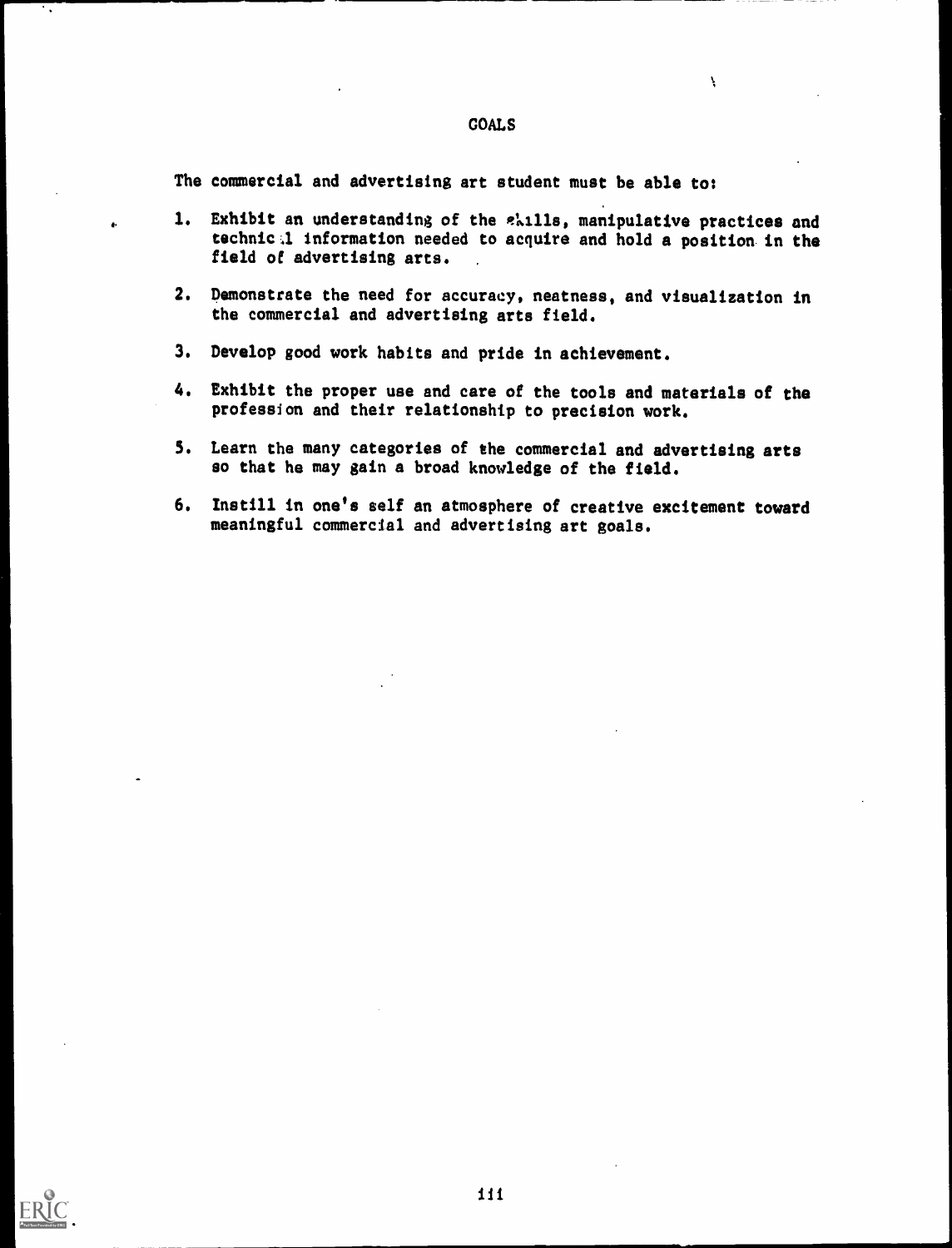# GOALS

The commercial and advertising art student must be able to:

1. Exhibit an understanding of the skills, manipulative practices and technical information needed to acquire and hold a position in the field of advertising arts.
2. Demonstrate the need for accuracy, neatness, and visualization in the commercial and advertising arts field.
3. Develop good work habits and pride in achievement.
4. Exhibit the proper use and care of the tools and materials of the profession and their relationship to precision work.
5. Learn the many categories of the commercial and advertising arts so that he may gain a broad knowledge of the field.
6. Instill in one's self an atmosphere of creative excitement toward meaningful commercial and advertising art goals.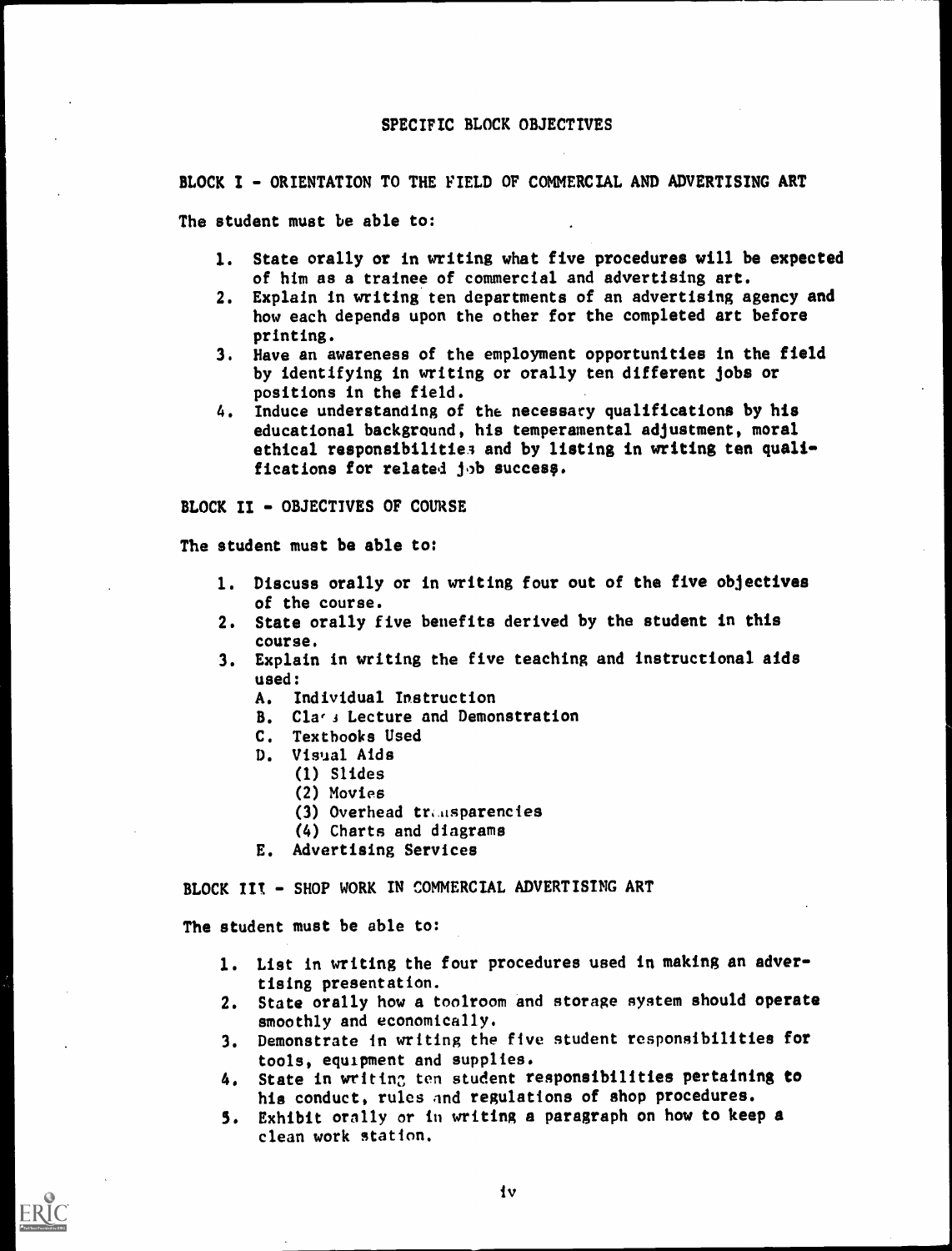# SPECIFIC BLOCK OBJECTIVES

## BLOCK I - ORIENTATION TO THE FIELD OF COMMERCIAL AND ADVERTISING ART

The student must be able to:

1. State orally or in writing what five procedures will be expected of him as a trainee of commercial and advertising art.
2. Explain in writing ten departments of an advertising agency and how each depends upon the other for the completed art before printing.
3. Have an awareness of the employment opportunities in the field by identifying in writing or orally ten different jobs or positions in the field.
4. Induce understanding of the necessary qualifications by his educational background, his temperamental adjustment, moral ethical responsibilities and by listing in writing ten qualifications for related job success.

## BLOCK II - OBJECTIVES OF COURSE

The student must be able to:

1. Discuss orally or in writing four out of the five objectives of the course.
2. State orally five benefits derived by the student in this course.
3. Explain in writing the five teaching and instructional aids used:
   - A. Individual Instruction
   - B. Class Lecture and Demonstration
   - C. Textbooks Used
   - D. Visual Aids
     - (1) Slides
     - (2) Movies
     - (3) Overhead transparencies
     - (4) Charts and diagrams
   - E. Advertising Services

## BLOCK III - SHOP WORK IN COMMERCIAL ADVERTISING ART

The student must be able to:

1. List in writing the four procedures used in making an advertising presentation.
2. State orally how a toolroom and storage system should operate smoothly and economically.
3. Demonstrate in writing the five student responsibilities for tools, equipment and supplies.
4. State in writing ten student responsibilities pertaining to his conduct, rules and regulations of shop procedures.
5. Exhibit orally or in writing a paragraph on how to keep a clean work station.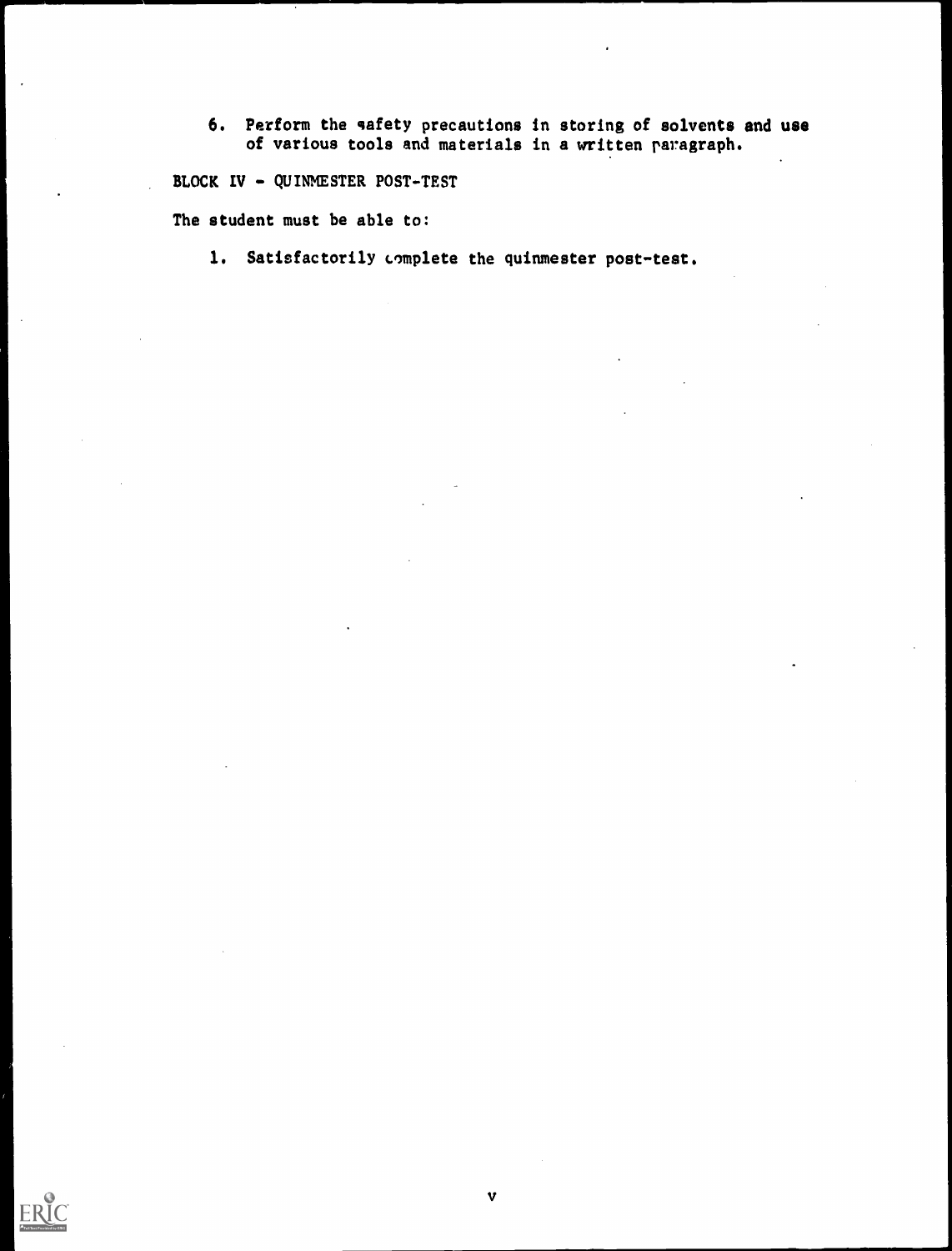6. Perform the safety precautions in storing of solvents and use of various tools and materials in a written paragraph.

BLOCK IV - QUINMESTER POST-TEST

The student must be able to:

1. Satisfactorily complete the quinmester post-test.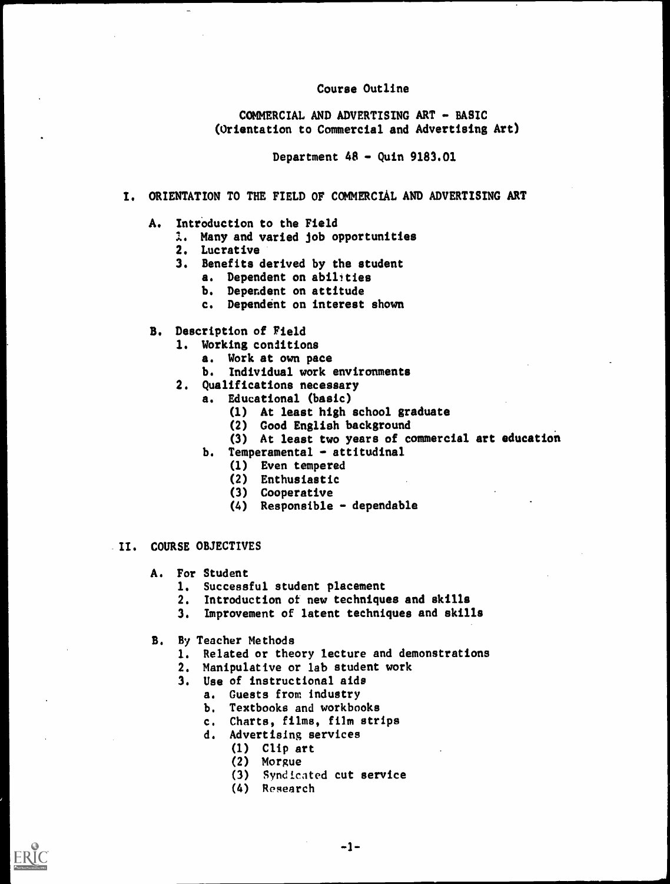Course Outline

COMMERCIAL AND ADVERTISING ART - BASIC
(Orientation to Commercial and Advertising Art)

Department 48 - Quin 9183.01

I. ORIENTATION TO THE FIELD OF COMMERCIAL AND ADVERTISING ART

   A. Introduction to the Field
      1. Many and varied job opportunities
      2. Lucrative
      3. Benefits derived by the student
         a. Dependent on abilities
         b. Dependent on attitude
         c. Dependent on interest shown

   B. Description of Field
      1. Working conditions
         a. Work at own pace
         b. Individual work environments
      2. Qualifications necessary
         a. Educational (basic)
            (1) At least high school graduate
            (2) Good English background
            (3) At least two years of commercial art education
         b. Temperamental - attitudinal
            (1) Even tempered
            (2) Enthusiastic
            (3) Cooperative
            (4) Responsible - dependable

II. COURSE OBJECTIVES

   A. For Student
      1. Successful student placement
      2. Introduction of new techniques and skills
      3. Improvement of latent techniques and skills

   B. By Teacher Methods
      1. Related or theory lecture and demonstrations
      2. Manipulative or lab student work
      3. Use of instructional aids
         a. Guests from industry
         b. Textbooks and workbooks
         c. Charts, films, film strips
         d. Advertising services
            (1) Clip art
            (2) Morgue
            (3) Syndicated cut service
            (4) Research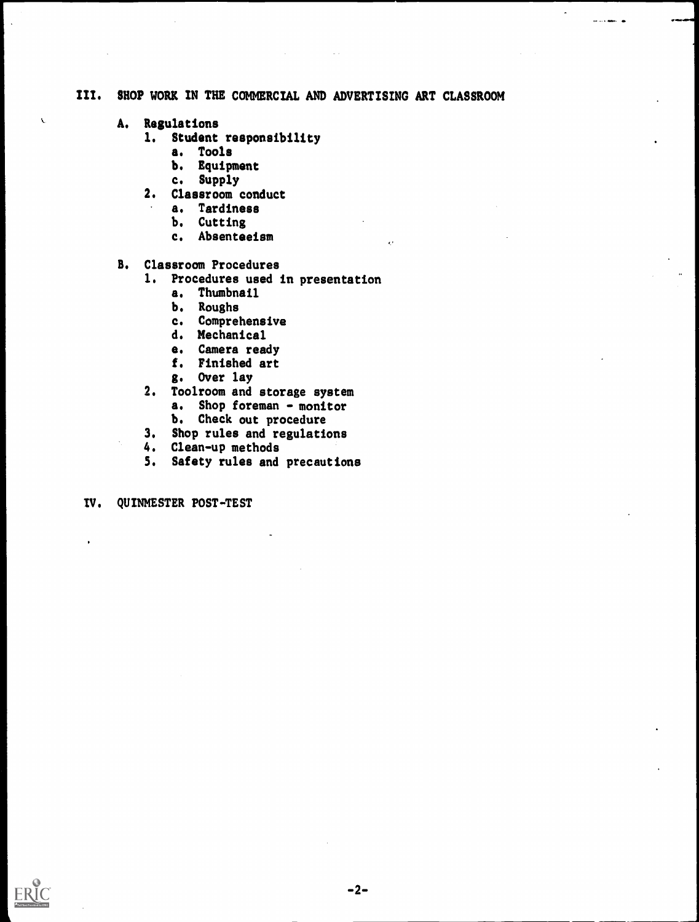## III. SHOP WORK IN THE COMMERCIAL AND ADVERTISING ART CLASSROOM

A. Regulations
   1. Student responsibility
      a. Tools
      b. Equipment
      c. Supply
   2. Classroom conduct
      a. Tardiness
      b. Cutting
      c. Absenteeism

B. Classroom Procedures
   1. Procedures used in presentation
      a. Thumbnail
      b. Roughs
      c. Comprehensive
      d. Mechanical
      e. Camera ready
      f. Finished art
      g. Over lay
   2. Toolroom and storage system
      a. Shop foreman - monitor
      b. Check out procedure
   3. Shop rules and regulations
   4. Clean-up methods
   5. Safety rules and precautions

## IV. QUINMESTER POST-TEST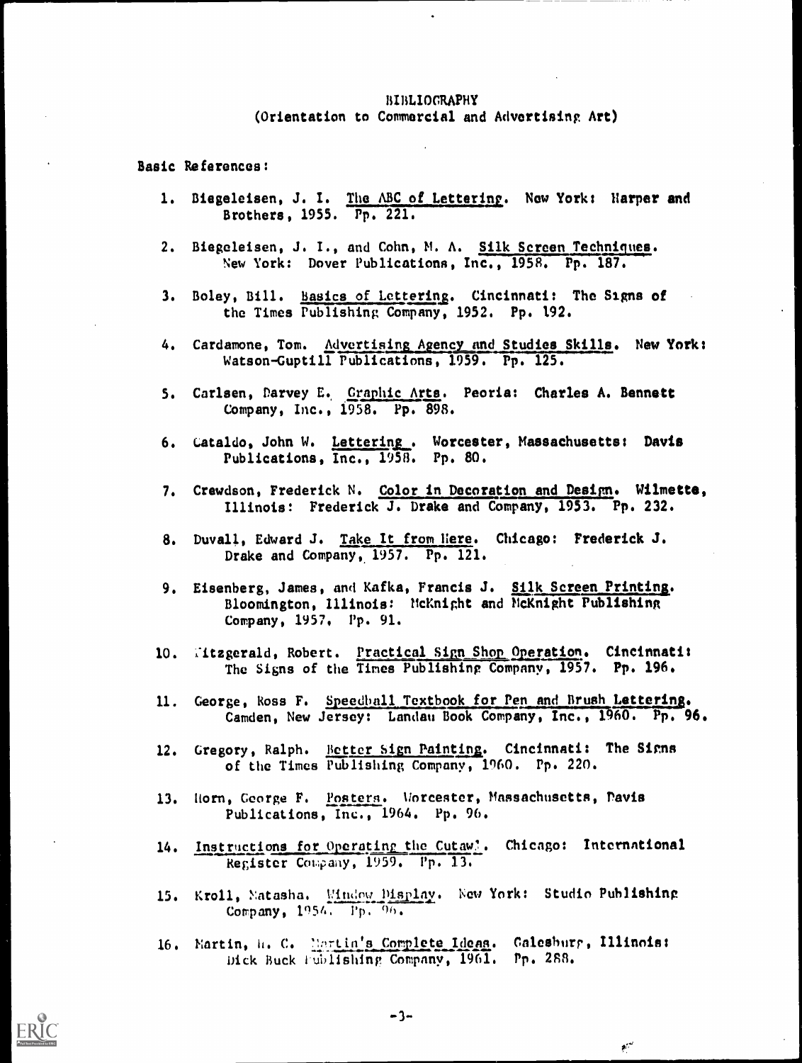# BIBLIOGRAPHY

## (Orientation to Commercial and Advertising Art)

Basic References:

1. Biegeleisen, J. I. The ABC of Lettering. New York: Harper and Brothers, 1955. Pp. 221.

2. Biegeleisen, J. I., and Cohn, M. A. Silk Screen Techniques. New York: Dover Publications, Inc., 1958. Pp. 187.

3. Boley, Bill. Basics of Lettering. Cincinnati: The Signs of the Times Publishing Company, 1952. Pp. 192.

4. Cardamone, Tom. Advertising Agency and Studios Skills. New York: Watson-Guptill Publications, 1959. Pp. 125.

5. Carlsen, Darvey E. Graphic Arts. Peoria: Charles A. Bennett Company, Inc., 1958. Pp. 898.

6. Cataldo, John W. Lettering. Worcester, Massachusetts: Davis Publications, Inc., 1958. Pp. 80.

7. Crewdson, Frederick N. Color in Decoration and Design. Wilmette, Illinois: Frederick J. Drake and Company, 1953. Pp. 232.

8. Duvall, Edward J. Take It from Here. Chicago: Frederick J. Drake and Company, 1957. Pp. 121.

9. Eisenberg, James, and Kafka, Francis J. Silk Screen Printing. Bloomington, Illinois: McKnight and McKnight Publishing Company, 1957. Pp. 91.

10. Fitzgerald, Robert. Practical Sign Shop Operation. Cincinnati: The Signs of the Times Publishing Company, 1957. Pp. 196.

11. George, Ross F. Speedball Textbook for Pen and Brush Lettering. Camden, New Jersey: Landau Book Company, Inc., 1960. Pp. 96.

12. Gregory, Ralph. Better Sign Painting. Cincinnati: The Signs of the Times Publishing Company, 1960. Pp. 220.

13. Horn, George F. Posters. Worcester, Massachusetts, Davis Publications, Inc., 1964. Pp. 96.

14. Instructions for Operating the Cutawl. Chicago: International Register Company, 1959. Pp. 13.

15. Kroll, Natasha. Window Display. New York: Studio Publishing Company, 1954. Pp. 96.

16. Martin, H. C. Martin's Complete Ideas. Galesburg, Illinois: Dick Buck Publishing Company, 1961. Pp. 288.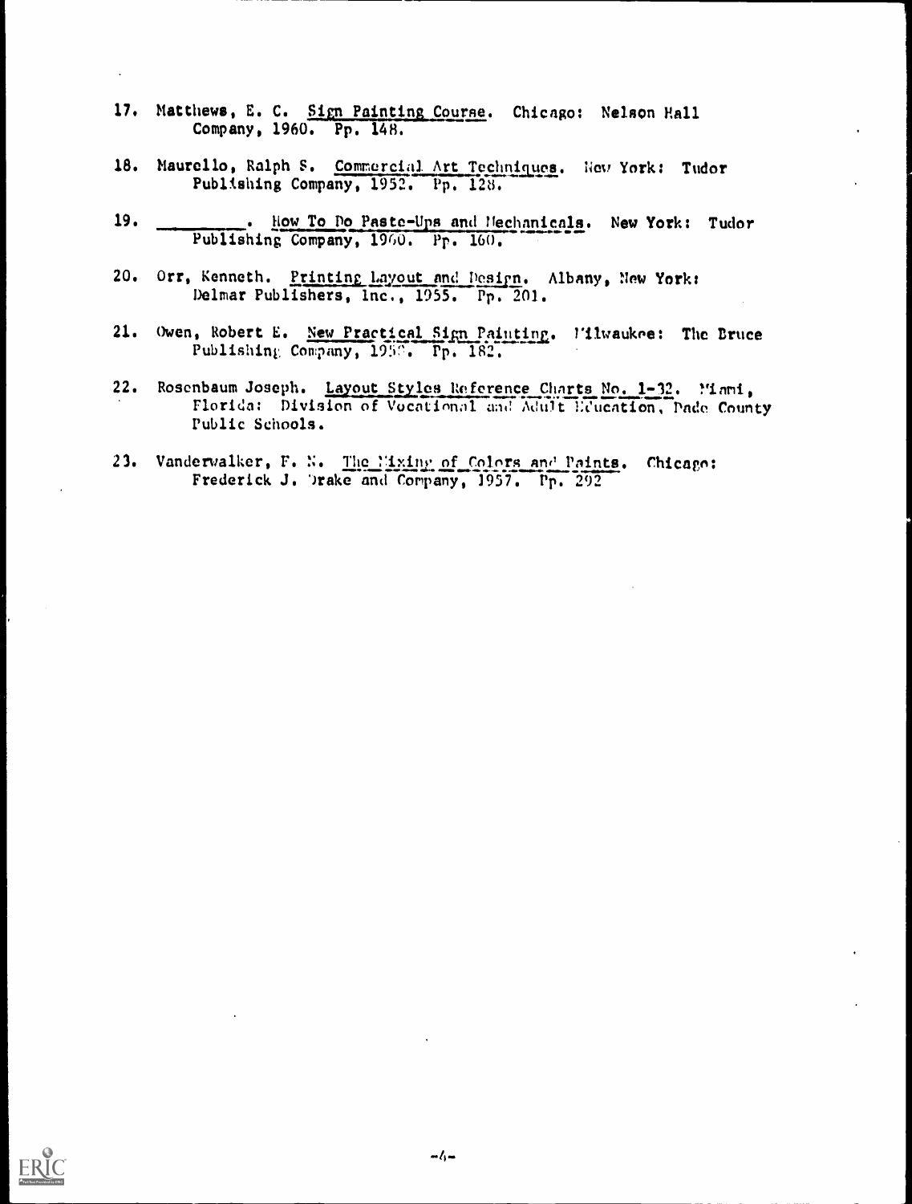17. Matthews, E. C. Sign Painting Course. Chicago: Nelson Hall Company, 1960. Pp. 148.

18. Maurello, Ralph S. Commercial Art Techniques. New York: Tudor Publishing Company, 1952. Pp. 128.

19. ________. How To Do Paste-Ups and Mechanicals. New York: Tudor Publishing Company, 1960. Pp. 160.

20. Orr, Kenneth. Printing Layout and Design. Albany, New York: Delmar Publishers, Inc., 1955. Pp. 201.

21. Owen, Robert E. New Practical Sign Painting. Milwaukee: The Bruce Publishing Company, 1958. Pp. 182.

22. Rosenbaum Joseph. Layout Styles Reference Charts No. 1-32. Miami, Florida: Division of Vocational and Adult Education, Dade County Public Schools.

23. Vanderwalker, F. N. The Mixing of Colors and Paints. Chicago: Frederick J. Drake and Company, 1957. Pp. 292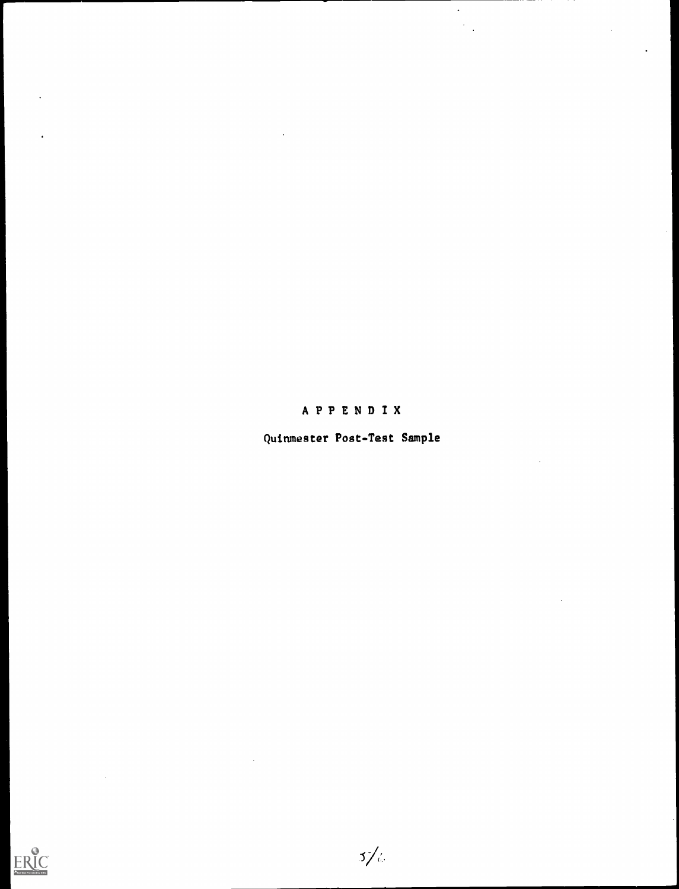# APPENDIX

## Quinmester Post-Test Sample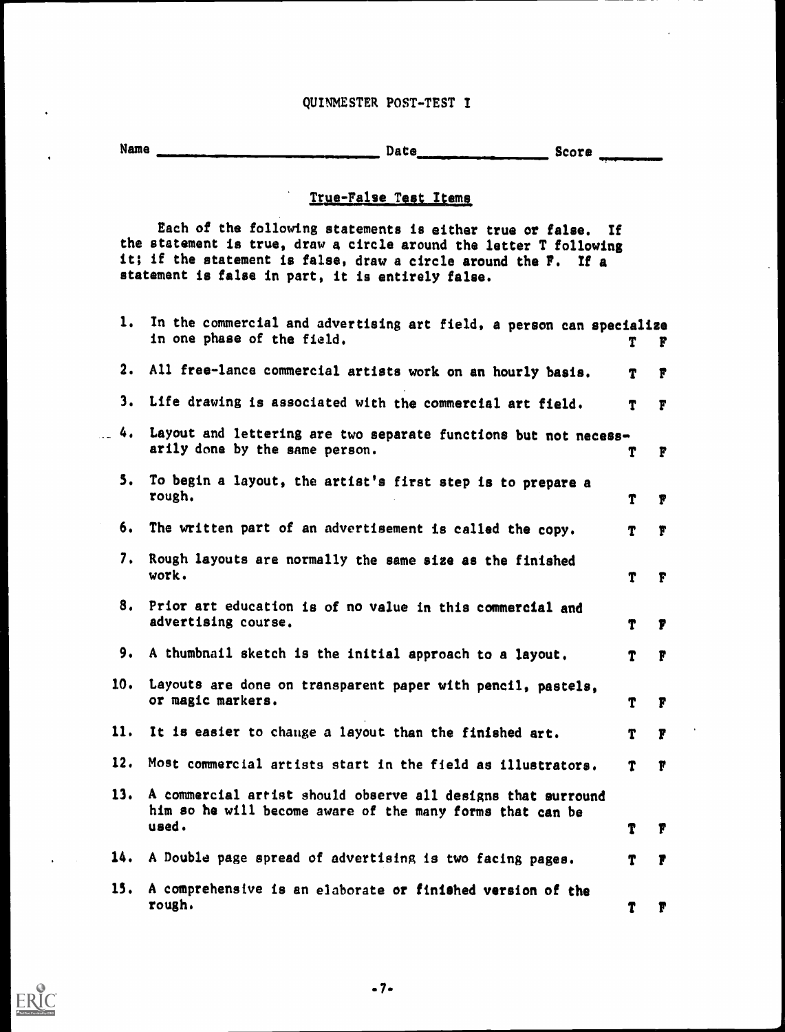# QUINMESTER POST-TEST I

Name \_\_\_\_\_\_\_\_\_\_\_\_\_\_\_\_\_\_\_\_\_\_\_\_ Date \_\_\_\_\_\_\_\_\_\_\_\_\_\_\_ Score \_\_\_\_\_\_\_\_

## True-False Test Items

Each of the following statements is either true or false. If the statement is true, draw a circle around the letter T following it; if the statement is false, draw a circle around the F. If a statement is false in part, it is entirely false.

1. In the commercial and advertising art field, a person can specialize in one phase of the field. T F
2. All free-lance commercial artists work on an hourly basis. T F
3. Life drawing is associated with the commercial art field. T F
4. Layout and lettering are two separate functions but not necessarily done by the same person. T F
5. To begin a layout, the artist's first step is to prepare a rough. T F
6. The written part of an advertisement is called the copy. T F
7. Rough layouts are normally the same size as the finished work. T F
8. Prior art education is of no value in this commercial and advertising course. T F
9. A thumbnail sketch is the initial approach to a layout. T F
10. Layouts are done on transparent paper with pencil, pastels, or magic markers. T F
11. It is easier to change a layout than the finished art. T F
12. Most commercial artists start in the field as illustrators. T F
13. A commercial artist should observe all designs that surround him so he will become aware of the many forms that can be used. T F
14. A Double page spread of advertising is two facing pages. T F
15. A comprehensive is an elaborate or finished version of the rough. T F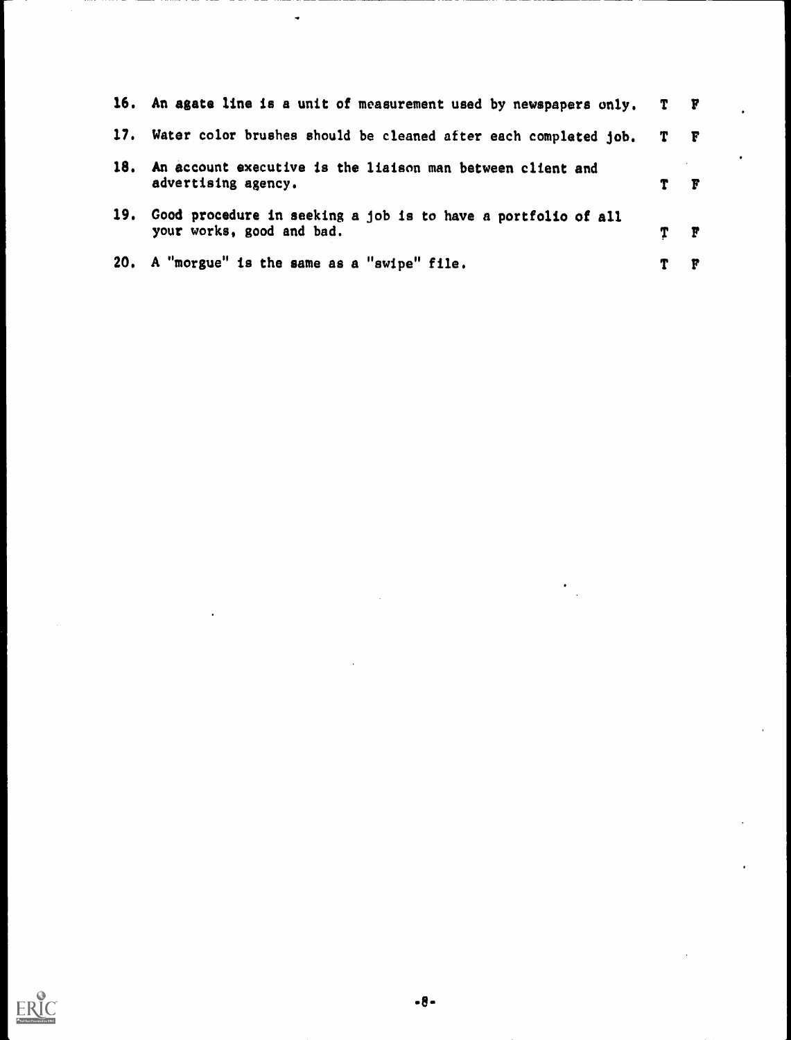16. An agate line is a unit of measurement used by newspapers only. T F

17. Water color brushes should be cleaned after each completed job. T F

18. An account executive is the liaison man between client and advertising agency. T F

19. Good procedure in seeking a job is to have a portfolio of all your works, good and bad. T F

20. A "morgue" is the same as a "swipe" file. T F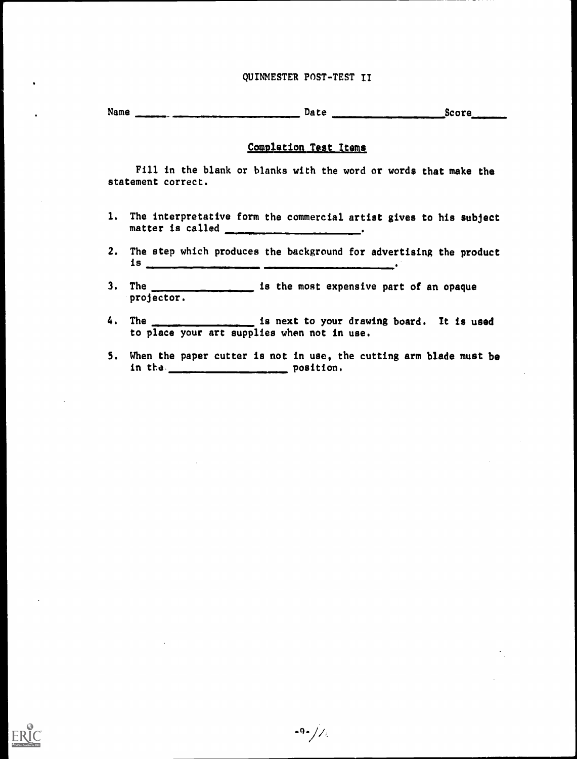# QUINMESTER POST-TEST II

Name ______ ____________________ Date __________________ Score______

## Completion Test Items

Fill in the blank or blanks with the word or words that make the statement correct.

1. The interpretative form the commercial artist gives to his subject matter is called ____________________.

2. The step which produces the background for advertising the product is __________________ ____________________.

3. The ________________ is the most expensive part of an opaque projector.

4. The ________________ is next to your drawing board. It is used to place your art supplies when not in use.

5. When the paper cutter is not in use, the cutting arm blade must be in the __________________ position.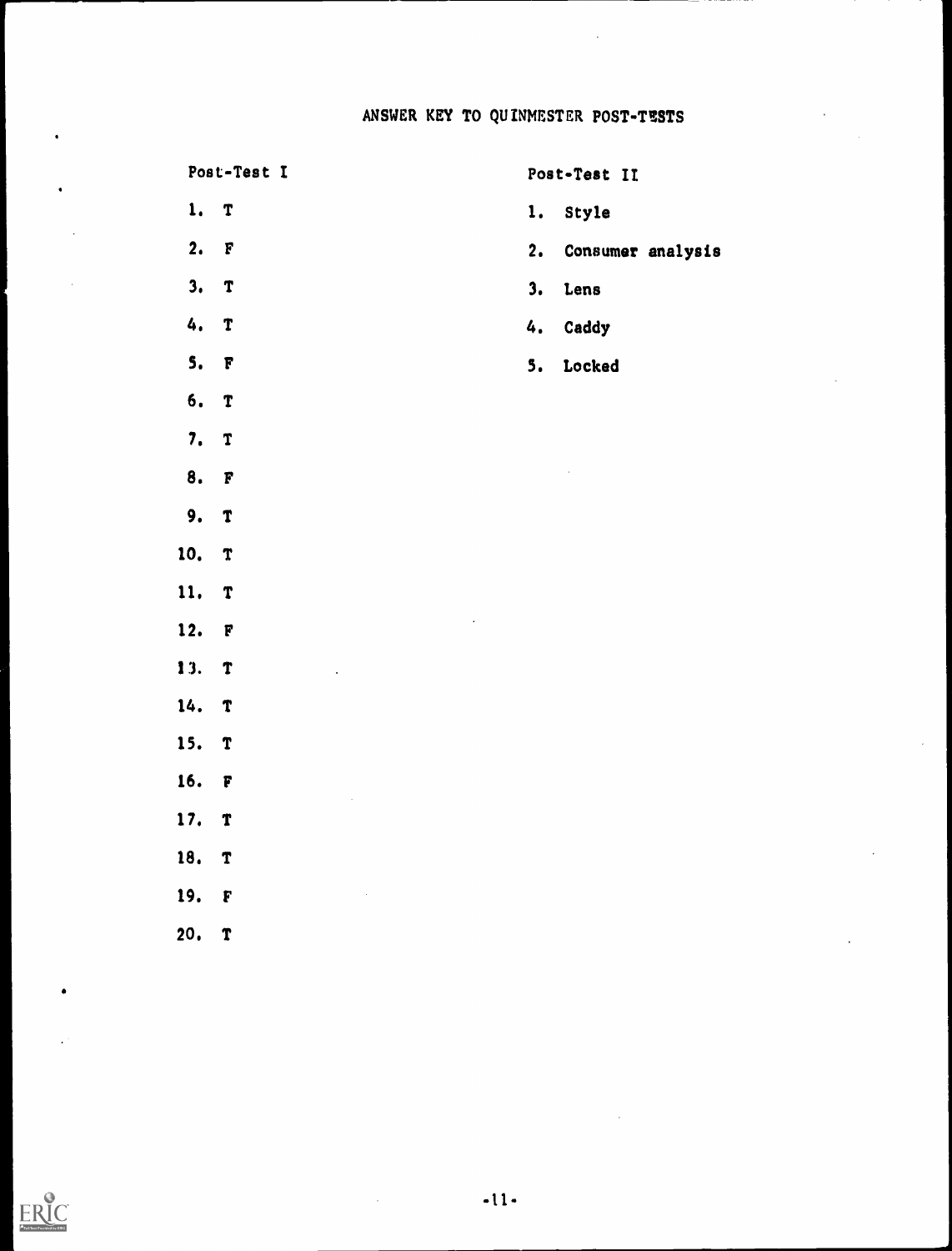# ANSWER KEY TO QUINMESTER POST-TESTS

## Post-Test I

1. T
2. F
3. T
4. T
5. F
6. T
7. T
8. F
9. T
10. T
11. T
12. F
13. T
14. T
15. T
16. F
17. T
18. T
19. F
20. T

## Post-Test II

1. Style
2. Consumer analysis
3. Lens
4. Caddy
5. Locked